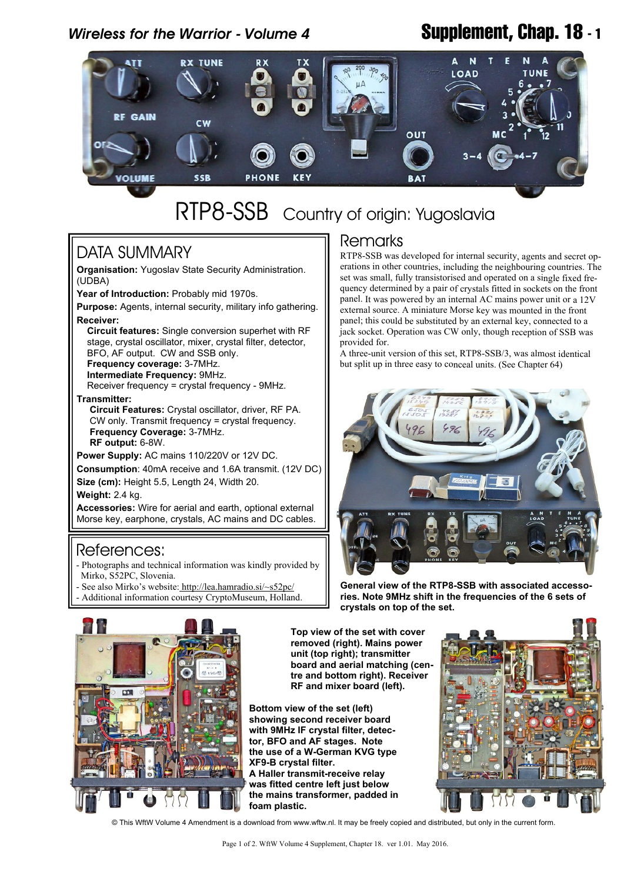# RTP8-SSB Country of origin: Yugoslavia

## DATA SUMMARY

**Organisation:** Yugoslav State Security Administration. (UDBA)

**Year of Introduction:** Probably mid 1970s.

**Purpose:** Agents, internal security, military info gathering.

**Receiver:**

- **Circuit features:** Single conversion superhet with RF stage, crystal oscillator, mixer, crystal filter, detector, BFO, AF output. CW and SSB only.
- **Frequency coverage:** 3-7MHz.
- **Intermediate Frequency:** 9MHz.
- Receiver frequency = crystal frequency - 9MHz.

**Transmitter:**

- **Circuit Features:** Crystal oscillator, driver, RF PA. CW only. Transmit frequency = crystal frequency.
- **Frequency Coverage:** 3-7MHz.
- **RF output:** 6-8W.

**Power Supply:** AC mains 110/220V or 12V DC.

**Consumption**: 40mA receive and 1.6A transmit. (12V DC)

**Size (cm):** Height 5.5, Length 24, Width 20.

**Weight:** 2.4 kg.

**Accessories:** Wire for aerial and earth, optional external Morse key, earphone, crystals, AC mains and DC cables.

## References:

- Photographs and technical information was kindly provided by Mirko, S52PC, Slovenia.
- See also Mirko's website: http://lea.hamradio.si/~s52pc/
- Additional information courtesy CryptoMuseum, Holland.

## Remarks

RTP8-SSB was developed for internal security, agents and secret operations in other countries, including the neighbouring countries. The set was small, fully transistorised and operated on a single fixed frequency determined by a pair of crystals fitted in sockets on the front panel. It was powered by an internal AC mains power unit or a 12V external source. A miniature Morse key was mounted in the front panel; this could be substituted by an external key, connected to a jack socket. Operation was CW only, though reception of SSB was provided for.

A three-unit version of this set, RTP8-SSB/3, was almost identical but split up in three easy to conceal units. (See Chapter 64)

**General view of the RTP8-SSB with associated accessories. Note 9MHz shift in the frequencies of the 6 sets of crystals on top of the set.**

**Top view of the set with cover removed (right). Mains power unit (top right); transmitter board and aerial matching (centre and bottom right). Receiver RF and mixer board (left).**

**Bottom view of the set (left) showing second receiver board with 9MHz IF crystal filter, detector, BFO and AF stages. Note the use of a W-German KVG type XF9-B crystal filter. A Haller transmit-receive relay was fitted centre left just below the mains transformer, padded in foam plastic.**

© This WftW Volume 4 Amendment is a download from www.wftw.nl. It may be freely copied and distributed, but only in the current form.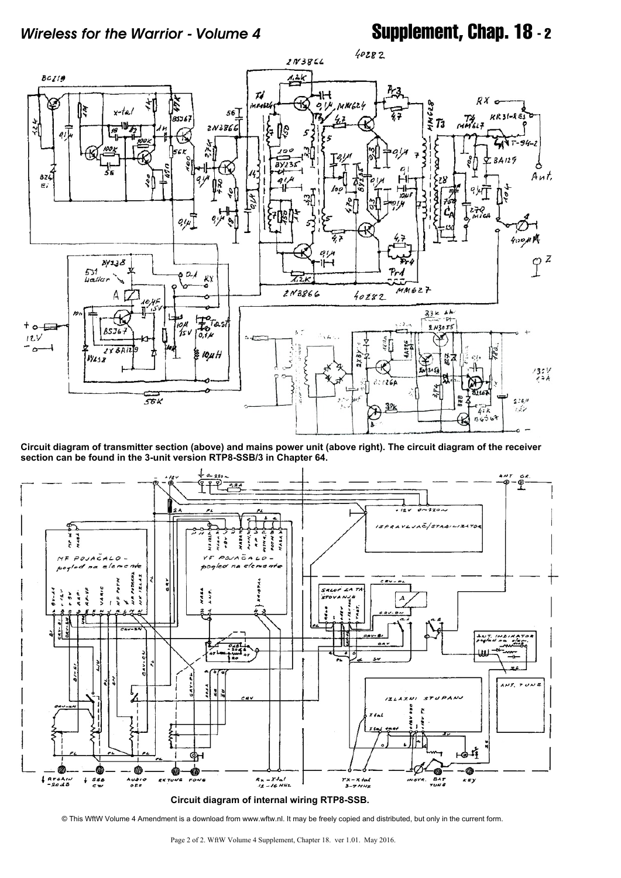Circuit diagram of transmitter section (above) and mains power unit (above right). The circuit diagram of the receiver section can be found in the 3-unit version RTP8-SSB/3 in Chapter 64.

Circuit diagram of internal wiring RTP8-SSB.

© This WftW Volume 4 Amendment is a download from www.wftw.nl. It may be freely copied and distributed, but only in the current form.